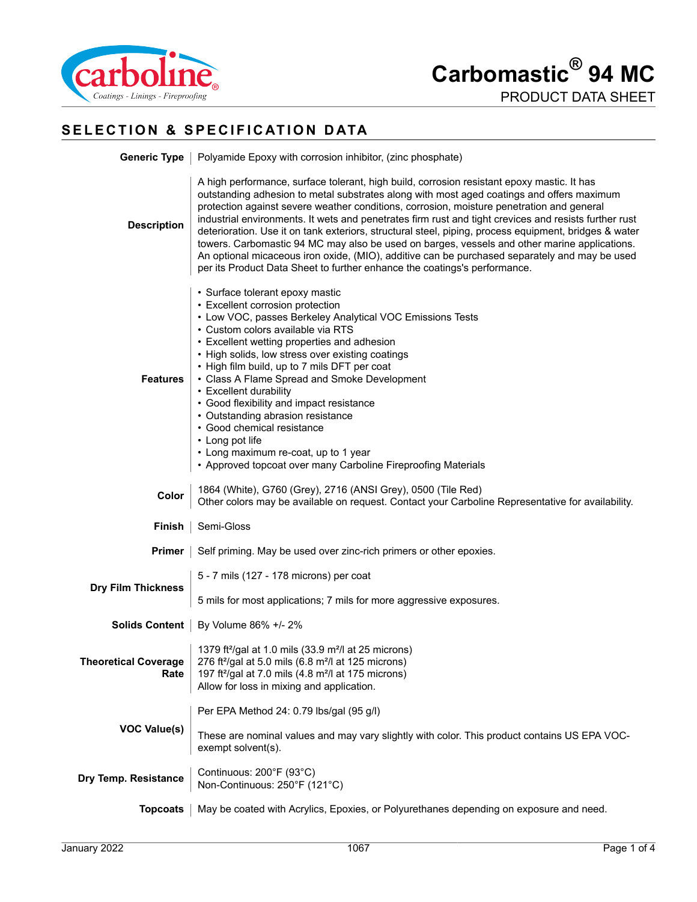# Carbomastic® 94 MC

PRODUCT DATA SHEET

## SELECTION & SPECIFICATION DATA

**Generic Type**

Polyamide Epoxy with corrosion inhibitor, (zinc phosphate)

**Description**

A high performance, surface tolerant, high build, corrosion resistant epoxy mastic. It has outstanding adhesion to metal substrates along with most aged coatings and offers maximum protection against severe weather conditions, corrosion, moisture penetration and general industrial environments. It wets and penetrates firm rust and tight crevices and resists further rust deterioration. Use it on tank exteriors, structural steel, piping, process equipment, bridges & water towers. Carbomastic 94 MC may also be used on barges, vessels and other marine applications. An optional micaceous iron oxide, (MIO), additive can be purchased separately and may be used per its Product Data Sheet to further enhance the coatings's performance.

**Features**

- Surface tolerant epoxy mastic
- Excellent corrosion protection
- Low VOC, passes Berkeley Analytical VOC Emissions Tests
- Custom colors available via RTS
- Excellent wetting properties and adhesion
- High solids, low stress over existing coatings
- High film build, up to 7 mils DFT per coat
- Class A Flame Spread and Smoke Development
- Excellent durability
- Good flexibility and impact resistance
- Outstanding abrasion resistance
- Good chemical resistance
- Long pot life
- Long maximum re-coat, up to 1 year
- Approved topcoat over many Carboline Fireproofing Materials

**Color**

1864 (White), G760 (Grey), 2716 (ANSI Grey), 0500 (Tile Red)
Other colors may be available on request. Contact your Carboline Representative for availability.

**Finish**

Semi-Gloss

**Primer**

Self priming. May be used over zinc-rich primers or other epoxies.

**Dry Film Thickness**

5 - 7 mils (127 - 178 microns) per coat

5 mils for most applications; 7 mils for more aggressive exposures.

**Solids Content**

By Volume 86% +/- 2%

**Theoretical Coverage Rate**

1379 ft²/gal at 1.0 mils (33.9 m²/l at 25 microns)
276 ft²/gal at 5.0 mils (6.8 m²/l at 125 microns)
197 ft²/gal at 7.0 mils (4.8 m²/l at 175 microns)
Allow for loss in mixing and application.

**VOC Value(s)**

Per EPA Method 24: 0.79 lbs/gal (95 g/l)

These are nominal values and may vary slightly with color. This product contains US EPA VOC-exempt solvent(s).

**Dry Temp. Resistance**

Continuous: 200°F (93°C)
Non-Continuous: 250°F (121°C)

**Topcoats**

May be coated with Acrylics, Epoxies, or Polyurethanes depending on exposure and need.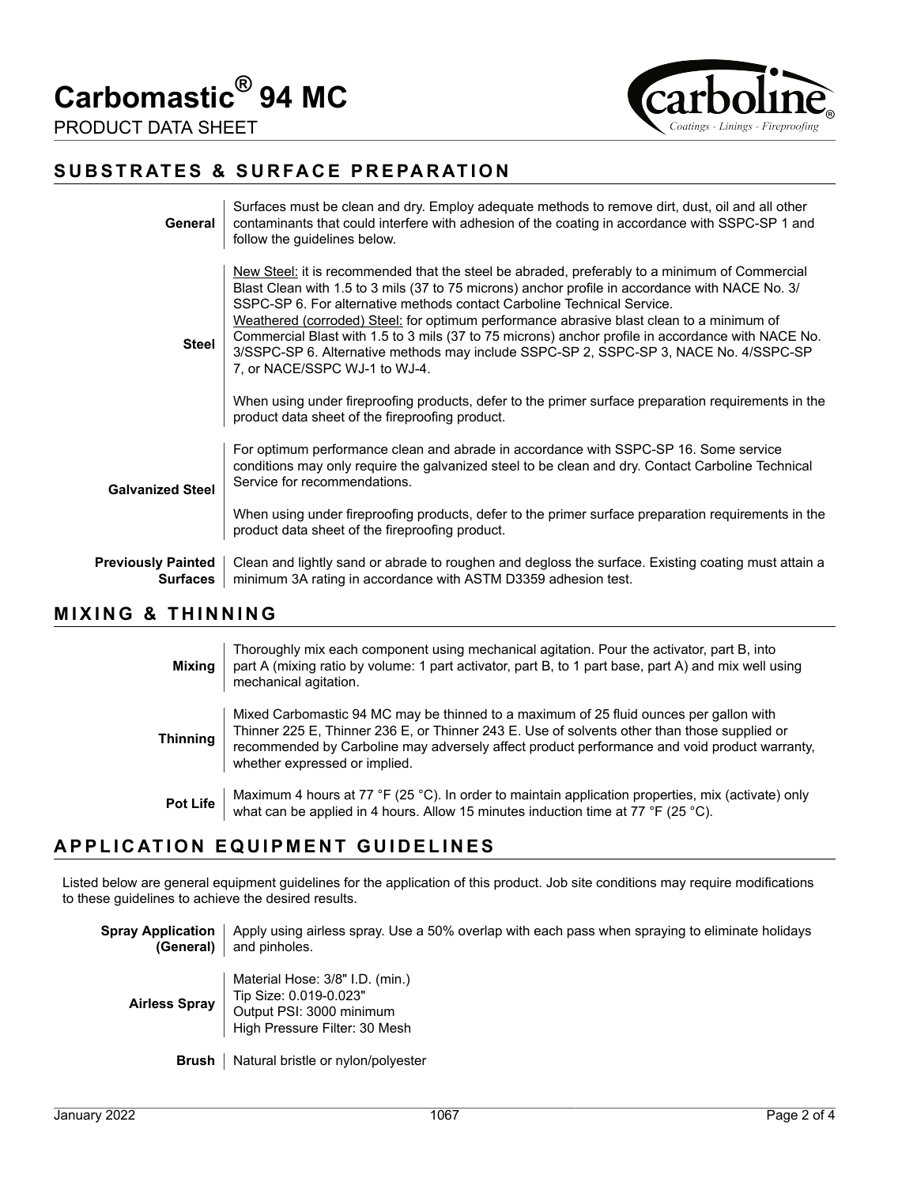# Carbomastic® 94 MC

PRODUCT DATA SHEET

## SUBSTRATES & SURFACE PREPARATION

**General**

Surfaces must be clean and dry. Employ adequate methods to remove dirt, dust, oil and all other contaminants that could interfere with adhesion of the coating in accordance with SSPC-SP 1 and follow the guidelines below.

**Steel**

New Steel: it is recommended that the steel be abraded, preferably to a minimum of Commercial Blast Clean with 1.5 to 3 mils (37 to 75 microns) anchor profile in accordance with NACE No. 3/ SSPC-SP 6. For alternative methods contact Carboline Technical Service.
Weathered (corroded) Steel: for optimum performance abrasive blast clean to a minimum of Commercial Blast with 1.5 to 3 mils (37 to 75 microns) anchor profile in accordance with NACE No. 3/SSPC-SP 6. Alternative methods may include SSPC-SP 2, SSPC-SP 3, NACE No. 4/SSPC-SP 7, or NACE/SSPC WJ-1 to WJ-4.

When using under fireproofing products, defer to the primer surface preparation requirements in the product data sheet of the fireproofing product.

**Galvanized Steel**

For optimum performance clean and abrade in accordance with SSPC-SP 16. Some service conditions may only require the galvanized steel to be clean and dry. Contact Carboline Technical Service for recommendations.

When using under fireproofing products, defer to the primer surface preparation requirements in the product data sheet of the fireproofing product.

**Previously Painted Surfaces**

Clean and lightly sand or abrade to roughen and degloss the surface. Existing coating must attain a minimum 3A rating in accordance with ASTM D3359 adhesion test.

## MIXING & THINNING

**Mixing**

Thoroughly mix each component using mechanical agitation. Pour the activator, part B, into part A (mixing ratio by volume: 1 part activator, part B, to 1 part base, part A) and mix well using mechanical agitation.

**Thinning**

Mixed Carbomastic 94 MC may be thinned to a maximum of 25 fluid ounces per gallon with Thinner 225 E, Thinner 236 E, or Thinner 243 E. Use of solvents other than those supplied or recommended by Carboline may adversely affect product performance and void product warranty, whether expressed or implied.

**Pot Life**

Maximum 4 hours at 77 °F (25 °C). In order to maintain application properties, mix (activate) only what can be applied in 4 hours. Allow 15 minutes induction time at 77 °F (25 °C).

## APPLICATION EQUIPMENT GUIDELINES

Listed below are general equipment guidelines for the application of this product. Job site conditions may require modifications to these guidelines to achieve the desired results.

**Spray Application (General)**

Apply using airless spray. Use a 50% overlap with each pass when spraying to eliminate holidays and pinholes.

**Airless Spray**

Material Hose: 3/8" I.D. (min.)
Tip Size: 0.019-0.023"
Output PSI: 3000 minimum
High Pressure Filter: 30 Mesh

**Brush**

Natural bristle or nylon/polyester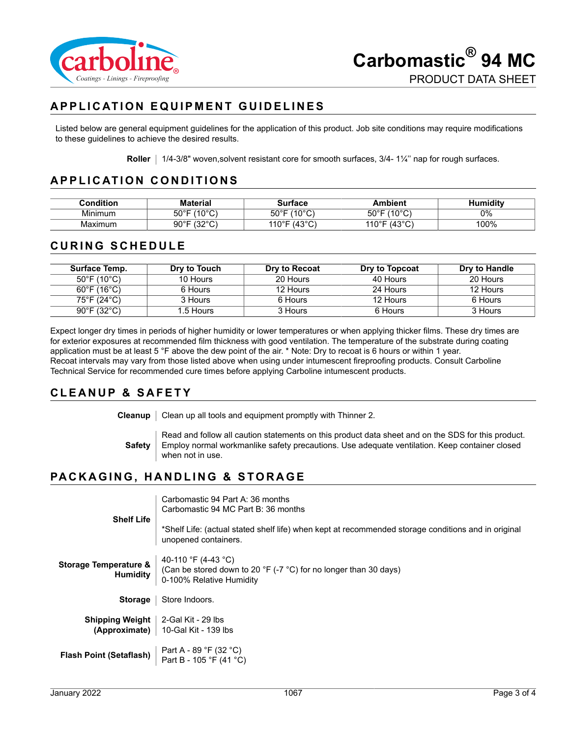# Carbomastic® 94 MC

PRODUCT DATA SHEET

## APPLICATION EQUIPMENT GUIDELINES

Listed below are general equipment guidelines for the application of this product. Job site conditions may require modifications to these guidelines to achieve the desired results.

**Roller** | 1/4-3/8" woven,solvent resistant core for smooth surfaces, 3/4- 1¼'' nap for rough surfaces.

## APPLICATION CONDITIONS

| Condition | Material | Surface | Ambient | Humidity |
|---|---|---|---|---|
| Minimum | 50°F (10°C) | 50°F (10°C) | 50°F (10°C) | 0% |
| Maximum | 90°F (32°C) | 110°F (43°C) | 110°F (43°C) | 100% |

## CURING SCHEDULE

| Surface Temp. | Dry to Touch | Dry to Recoat | Dry to Topcoat | Dry to Handle |
|---|---|---|---|---|
| 50°F (10°C) | 10 Hours | 20 Hours | 40 Hours | 20 Hours |
| 60°F (16°C) | 6 Hours | 12 Hours | 24 Hours | 12 Hours |
| 75°F (24°C) | 3 Hours | 6 Hours | 12 Hours | 6 Hours |
| 90°F (32°C) | 1.5 Hours | 3 Hours | 6 Hours | 3 Hours |

Expect longer dry times in periods of higher humidity or lower temperatures or when applying thicker films. These dry times are for exterior exposures at recommended film thickness with good ventilation. The temperature of the substrate during coating application must be at least 5 °F above the dew point of the air. * Note: Dry to recoat is 6 hours or within 1 year.
Recoat intervals may vary from those listed above when using under intumescent fireproofing products. Consult Carboline Technical Service for recommended cure times before applying Carboline intumescent products.

## CLEANUP & SAFETY

**Cleanup** | Clean up all tools and equipment promptly with Thinner 2.

**Safety** | Read and follow all caution statements on this product data sheet and on the SDS for this product. Employ normal workmanlike safety precautions. Use adequate ventilation. Keep container closed when not in use.

## PACKAGING, HANDLING & STORAGE

**Shelf Life** | Carbomastic 94 Part A: 36 months
Carbomastic 94 MC Part B: 36 months

*Shelf Life: (actual stated shelf life) when kept at recommended storage conditions and in original unopened containers.

**Storage Temperature & Humidity** | 40-110 °F (4-43 °C)
(Can be stored down to 20 °F (-7 °C) for no longer than 30 days)
0-100% Relative Humidity

**Storage** | Store Indoors.

**Shipping Weight (Approximate)** | 2-Gal Kit - 29 lbs
10-Gal Kit - 139 lbs

**Flash Point (Setaflash)** | Part A - 89 °F (32 °C)
Part B - 105 °F (41 °C)

January 2022 1067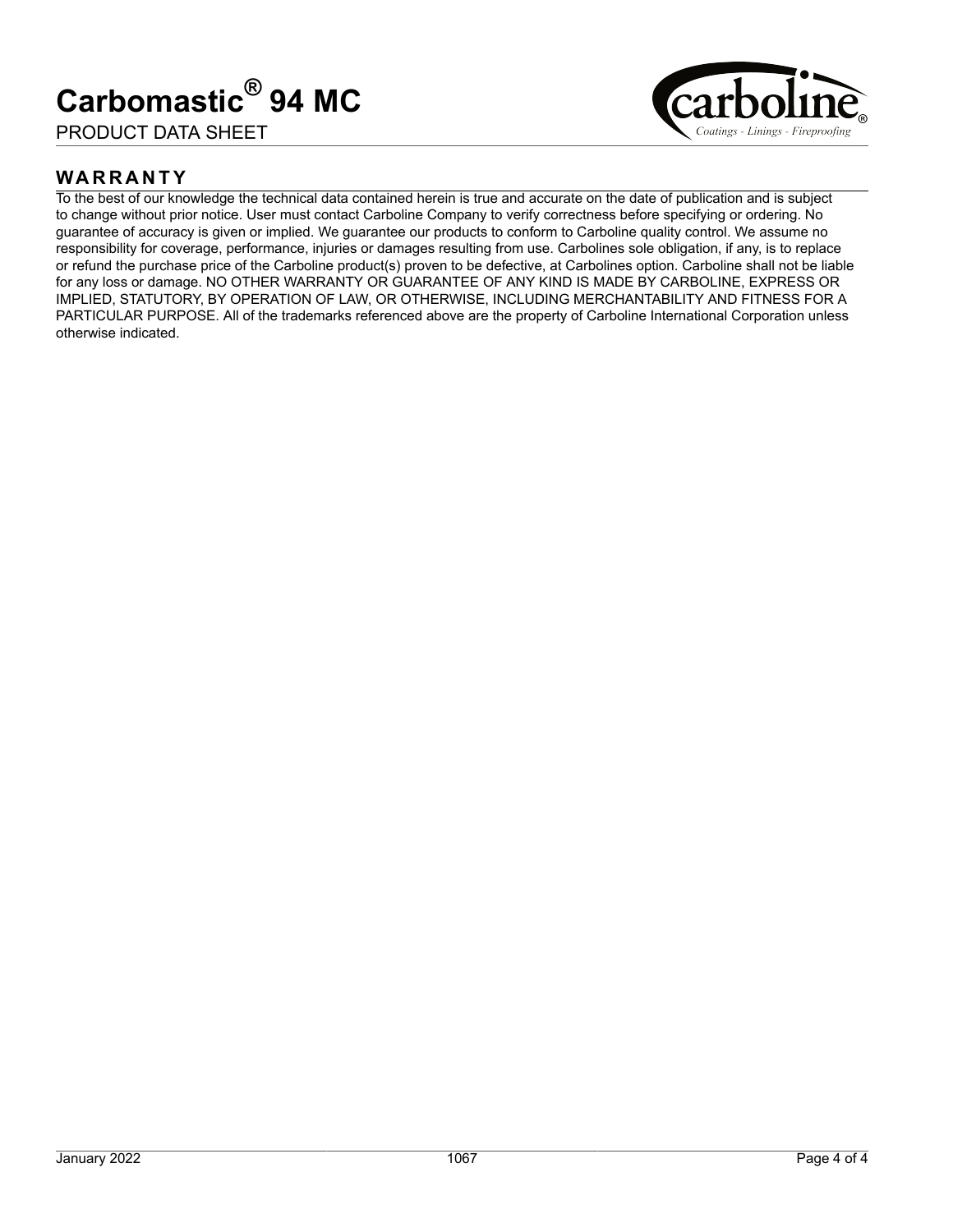## WARRANTY

To the best of our knowledge the technical data contained herein is true and accurate on the date of publication and is subject to change without prior notice. User must contact Carboline Company to verify correctness before specifying or ordering. No guarantee of accuracy is given or implied. We guarantee our products to conform to Carboline quality control. We assume no responsibility for coverage, performance, injuries or damages resulting from use. Carbolines sole obligation, if any, is to replace or refund the purchase price of the Carboline product(s) proven to be defective, at Carbolines option. Carboline shall not be liable for any loss or damage. NO OTHER WARRANTY OR GUARANTEE OF ANY KIND IS MADE BY CARBOLINE, EXPRESS OR IMPLIED, STATUTORY, BY OPERATION OF LAW, OR OTHERWISE, INCLUDING MERCHANTABILITY AND FITNESS FOR A PARTICULAR PURPOSE. All of the trademarks referenced above are the property of Carboline International Corporation unless otherwise indicated.